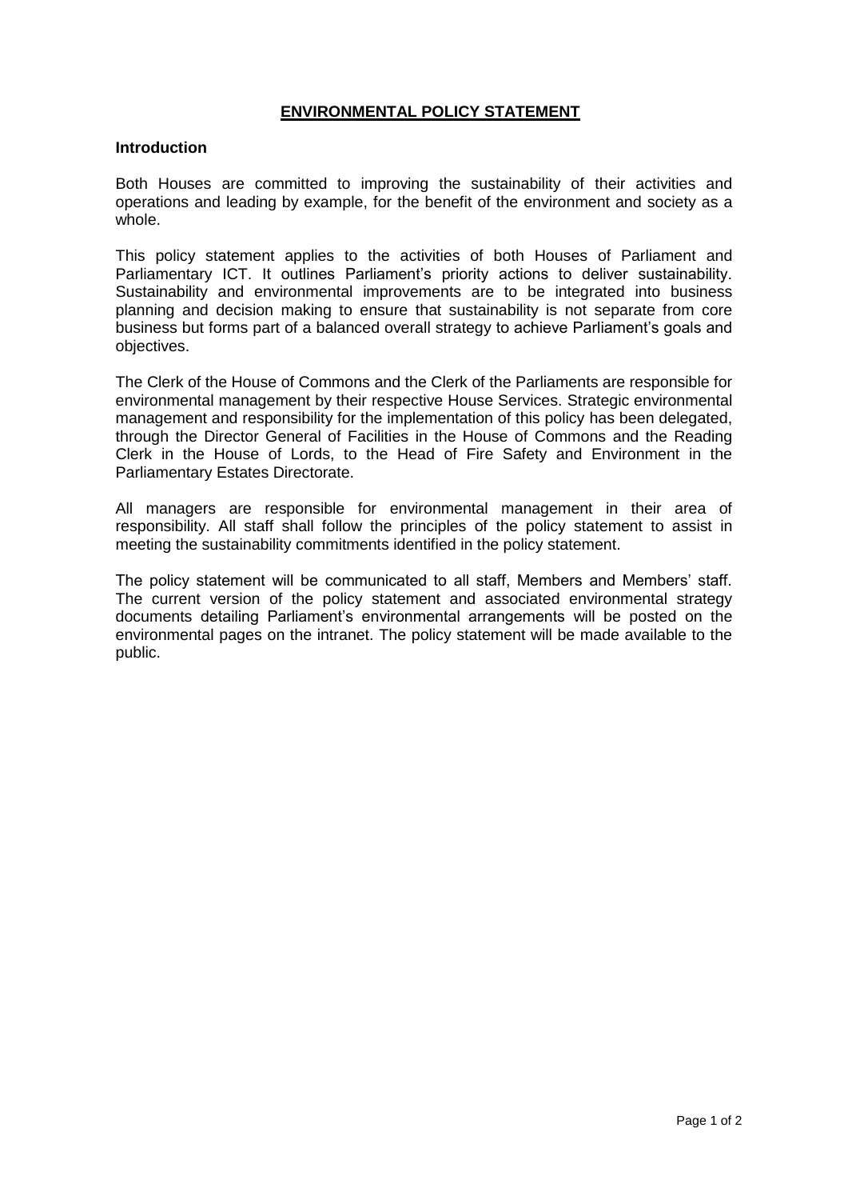# **ENVIRONMENTAL POLICY STATEMENT**

## Introduction

Both Houses are committed to improving the sustainability of their activities and operations and leading by example, for the benefit of the environment and society as a whole.

This policy statement applies to the activities of both Houses of Parliament and Parliamentary ICT. It outlines Parliament's priority actions to deliver sustainability. Sustainability and environmental improvements are to be integrated into business planning and decision making to ensure that sustainability is not separate from core business but forms part of a balanced overall strategy to achieve Parliament's goals and objectives.

The Clerk of the House of Commons and the Clerk of the Parliaments are responsible for environmental management by their respective House Services. Strategic environmental management and responsibility for the implementation of this policy has been delegated, through the Director General of Facilities in the House of Commons and the Reading Clerk in the House of Lords, to the Head of Fire Safety and Environment in the Parliamentary Estates Directorate.

All managers are responsible for environmental management in their area of responsibility. All staff shall follow the principles of the policy statement to assist in meeting the sustainability commitments identified in the policy statement.

The policy statement will be communicated to all staff, Members and Members' staff. The current version of the policy statement and associated environmental strategy documents detailing Parliament's environmental arrangements will be posted on the environmental pages on the intranet. The policy statement will be made available to the public.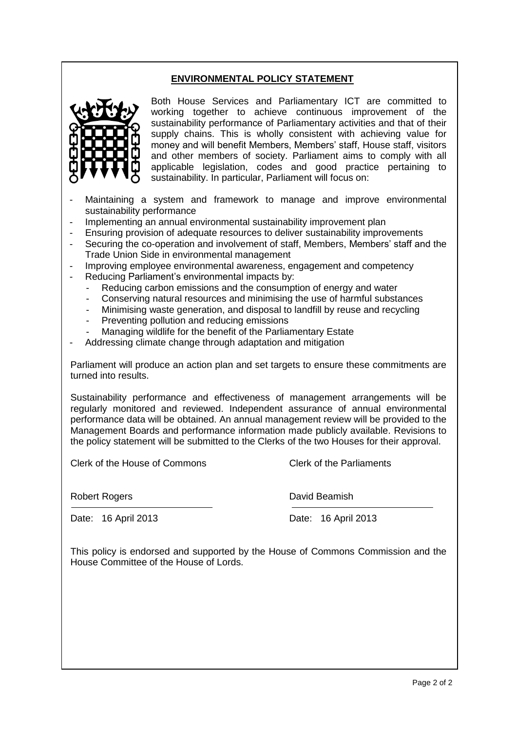## ENVIRONMENTAL POLICY STATEMENT

Both House Services and Parliamentary ICT are committed to working together to achieve continuous improvement of the sustainability performance of Parliamentary activities and that of their supply chains. This is wholly consistent with achieving value for money and will benefit Members, Members' staff, House staff, visitors and other members of society. Parliament aims to comply with all applicable legislation, codes and good practice pertaining to sustainability. In particular, Parliament will focus on:

- Maintaining a system and framework to manage and improve environmental sustainability performance
- Implementing an annual environmental sustainability improvement plan
- Ensuring provision of adequate resources to deliver sustainability improvements
- Securing the co-operation and involvement of staff, Members, Members' staff and the Trade Union Side in environmental management
- Improving employee environmental awareness, engagement and competency
- Reducing Parliament's environmental impacts by:
  - Reducing carbon emissions and the consumption of energy and water
  - Conserving natural resources and minimising the use of harmful substances
  - Minimising waste generation, and disposal to landfill by reuse and recycling
  - Preventing pollution and reducing emissions
  - Managing wildlife for the benefit of the Parliamentary Estate
- Addressing climate change through adaptation and mitigation

Parliament will produce an action plan and set targets to ensure these commitments are turned into results.

Sustainability performance and effectiveness of management arrangements will be regularly monitored and reviewed. Independent assurance of annual environmental performance data will be obtained. An annual management review will be provided to the Management Boards and performance information made publicly available. Revisions to the policy statement will be submitted to the Clerks of the two Houses for their approval.

Clerk of the House of Commons

Robert Rogers

Date: 16 April 2013

Clerk of the Parliaments

David Beamish

Date: 16 April 2013

This policy is endorsed and supported by the House of Commons Commission and the House Committee of the House of Lords.